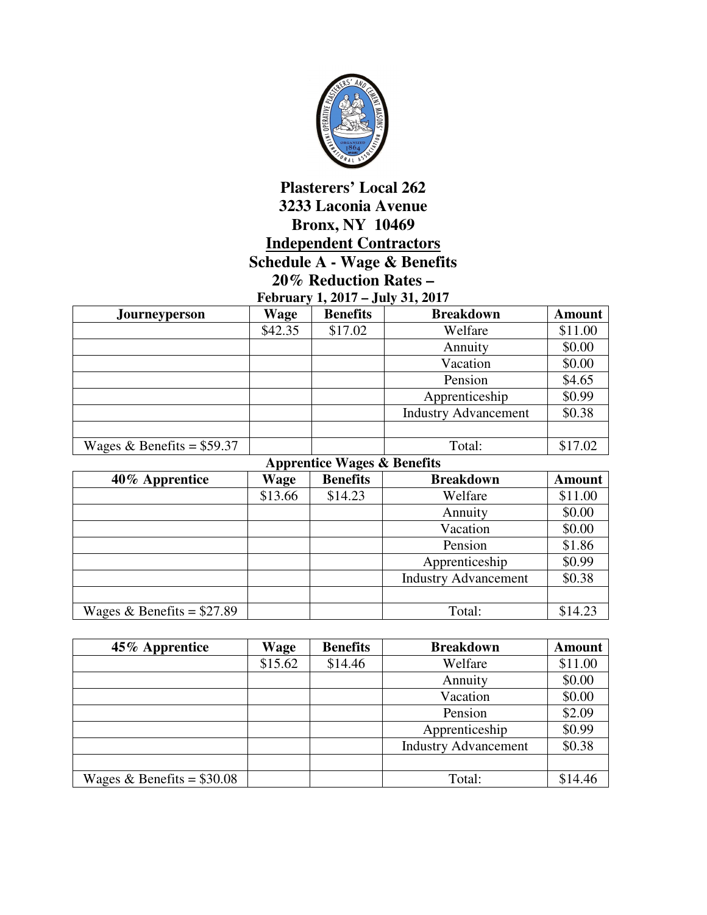# Plasterers' Local 262
## 3233 Laconia Avenue
## Bronx, NY 10469
## Independent Contractors
## Schedule A - Wage & Benefits
## 20% Reduction Rates –
### February 1, 2017 – July 31, 2017

| Journeyperson | Wage | Benefits | Breakdown | Amount |
|---|---|---|---|---|
| | $42.35 | $17.02 | Welfare | $11.00 |
| | | | Annuity | $0.00 |
| | | | Vacation | $0.00 |
| | | | Pension | $4.65 |
| | | | Apprenticeship | $0.99 |
| | | | Industry Advancement | $0.38 |
| | | | | |
| Wages & Benefits = $59.37 | | | Total: | $17.02 |

**Apprentice Wages & Benefits**

| 40% Apprentice | Wage | Benefits | Breakdown | Amount |
|---|---|---|---|---|
| | $13.66 | $14.23 | Welfare | $11.00 |
| | | | Annuity | $0.00 |
| | | | Vacation | $0.00 |
| | | | Pension | $1.86 |
| | | | Apprenticeship | $0.99 |
| | | | Industry Advancement | $0.38 |
| | | | | |
| Wages & Benefits = $27.89 | | | Total: | $14.23 |

| 45% Apprentice | Wage | Benefits | Breakdown | Amount |
|---|---|---|---|---|
| | $15.62 | $14.46 | Welfare | $11.00 |
| | | | Annuity | $0.00 |
| | | | Vacation | $0.00 |
| | | | Pension | $2.09 |
| | | | Apprenticeship | $0.99 |
| | | | Industry Advancement | $0.38 |
| | | | | |
| Wages & Benefits = $30.08 | | | Total: | $14.46 |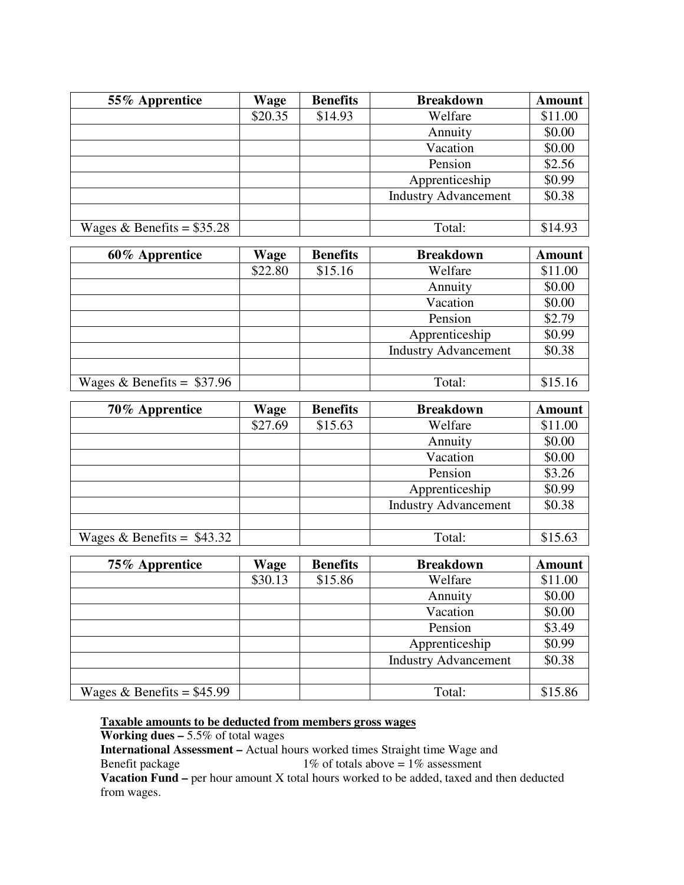| 55% Apprentice | Wage | Benefits | Breakdown | Amount |
|---|---|---|---|---|
| | $20.35 | $14.93 | Welfare | $11.00 |
| | | | Annuity | $0.00 |
| | | | Vacation | $0.00 |
| | | | Pension | $2.56 |
| | | | Apprenticeship | $0.99 |
| | | | Industry Advancement | $0.38 |
| | | | | |
| Wages & Benefits = $35.28 | | | Total: | $14.93 |

| 60% Apprentice | Wage | Benefits | Breakdown | Amount |
|---|---|---|---|---|
| | $22.80 | $15.16 | Welfare | $11.00 |
| | | | Annuity | $0.00 |
| | | | Vacation | $0.00 |
| | | | Pension | $2.79 |
| | | | Apprenticeship | $0.99 |
| | | | Industry Advancement | $0.38 |
| | | | | |
| Wages & Benefits = $37.96 | | | Total: | $15.16 |

| 70% Apprentice | Wage | Benefits | Breakdown | Amount |
|---|---|---|---|---|
| | $27.69 | $15.63 | Welfare | $11.00 |
| | | | Annuity | $0.00 |
| | | | Vacation | $0.00 |
| | | | Pension | $3.26 |
| | | | Apprenticeship | $0.99 |
| | | | Industry Advancement | $0.38 |
| | | | | |
| Wages & Benefits = $43.32 | | | Total: | $15.63 |

| 75% Apprentice | Wage | Benefits | Breakdown | Amount |
|---|---|---|---|---|
| | $30.13 | $15.86 | Welfare | $11.00 |
| | | | Annuity | $0.00 |
| | | | Vacation | $0.00 |
| | | | Pension | $3.49 |
| | | | Apprenticeship | $0.99 |
| | | | Industry Advancement | $0.38 |
| | | | | |
| Wages & Benefits = $45.99 | | | Total: | $15.86 |

**Taxable amounts to be deducted from members gross wages**

**Working dues –** 5.5% of total wages

**International Assessment –** Actual hours worked times Straight time Wage and Benefit package 1% of totals above = 1% assessment

**Vacation Fund –** per hour amount X total hours worked to be added, taxed and then deducted from wages.